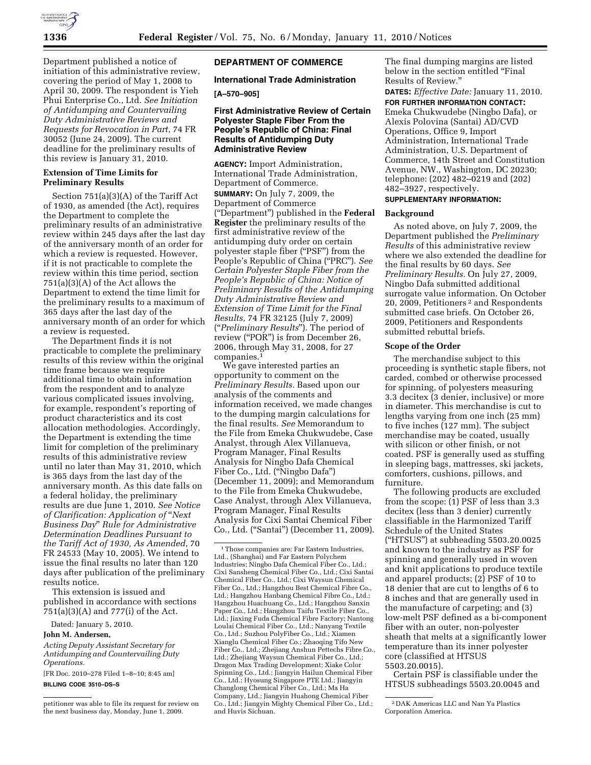Department published a notice of initiation of this administrative review, covering the period of May 1, 2008 to April 30, 2009. The respondent is Yieh Phui Enterprise Co., Ltd. *See Initiation of Antidumping and Countervailing Duty Administrative Reviews and Requests for Revocation in Part*, 74 FR 30052 (June 24, 2009). The current deadline for the preliminary results of this review is January 31, 2010.

### Extension of Time Limits for Preliminary Results

Section 751(a)(3)(A) of the Tariff Act of 1930, as amended (the Act), requires the Department to complete the preliminary results of an administrative review within 245 days after the last day of the anniversary month of an order for which a review is requested. However, if it is not practicable to complete the review within this time period, section 751(a)(3)(A) of the Act allows the Department to extend the time limit for the preliminary results to a maximum of 365 days after the last day of the anniversary month of an order for which a review is requested.

The Department finds it is not practicable to complete the preliminary results of this review within the original time frame because we require additional time to obtain information from the respondent and to analyze various complicated issues involving, for example, respondent's reporting of product characteristics and its cost allocation methodologies. Accordingly, the Department is extending the time limit for completion of the preliminary results of this administrative review until no later than May 31, 2010, which is 365 days from the last day of the anniversary month. As this date falls on a federal holiday, the preliminary results are due June 1, 2010. *See Notice of Clarification: Application of "Next Business Day" Rule for Administrative Determination Deadlines Pursuant to the Tariff Act of 1930, As Amended*, 70 FR 24533 (May 10, 2005). We intend to issue the final results no later than 120 days after publication of the preliminary results notice.

This extension is issued and published in accordance with sections 751(a)(3)(A) and 777(i) of the Act.

Dated: January 5, 2010.

**John M. Andersen,**

*Acting Deputy Assistant Secretary for Antidumping and Countervailing Duty Operations.*

[FR Doc. 2010–278 Filed 1–8–10; 8:45 am]

**BILLING CODE 3510–DS–S**

petitioner was able to file its request for review on the next business day, Monday, June 1, 2009.

## DEPARTMENT OF COMMERCE

### International Trade Administration

**[A–570–905]**

### First Administrative Review of Certain Polyester Staple Fiber From the People's Republic of China: Final Results of Antidumping Duty Administrative Review

**AGENCY:** Import Administration, International Trade Administration, Department of Commerce.

**SUMMARY:** On July 7, 2009, the Department of Commerce ("Department") published in the **Federal Register** the preliminary results of the first administrative review of the antidumping duty order on certain polyester staple fiber ("PSF") from the People's Republic of China ("PRC"). *See Certain Polyester Staple Fiber from the People's Republic of China: Notice of Preliminary Results of the Antidumping Duty Administrative Review and Extension of Time Limit for the Final Results,* 74 FR 32125 (July 7, 2009) ("*Preliminary Results*"). The period of review ("POR") is from December 26, 2006, through May 31, 2008, for 27 companies.[1]

We gave interested parties an opportunity to comment on the *Preliminary Results.* Based upon our analysis of the comments and information received, we made changes to the dumping margin calculations for the final results. *See* Memorandum to the File from Emeka Chukwudebe, Case Analyst, through Alex Villanueva, Program Manager, Final Results Analysis for Ningbo Dafa Chemical Fiber Co., Ltd. ("Ningbo Dafa") (December 11, 2009); and Memorandum to the File from Emeka Chukwudebe, Case Analyst, through Alex Villanueva, Program Manager, Final Results Analysis for Cixi Santai Chemical Fiber Co., Ltd. ("Santai") (December 11, 2009).

[1] Those companies are: Far Eastern Industries, Ltd., (Shanghai) and Far Eastern Polychem Industries; Ningbo Dafa Chemical Fiber Co., Ltd.; Cixi Sansheng Chemical Fiber Co., Ltd.; Cixi Santai Chemical Fiber Co., Ltd.; Cixi Waysun Chemical Fiber Co., Ltd.; Hangzhou Best Chemical Fibre Co., Ltd.; Hangzhou Hanbang Chemical Fibre Co., Ltd.; Hangzhou Huachuang Co., Ltd.; Hangzhou Sanxin Paper Co., Ltd.; Hangzhou Taifu Textile Fiber Co., Ltd.; Jiaxing Fuda Chemical Fibre Factory; Nantong Loulai Chemical Fiber Co., Ltd.; Nanyang Textile Co., Ltd.; Suzhou PolyFiber Co., Ltd.; Xiamen Xianglu Chemical Fiber Co.; Zhaoqing Tifo New Fiber Co., Ltd.; Zhejiang Anshun Pettechs Fibre Co., Ltd.; Zhejiang Waysun Chemical Fiber Co., Ltd.; Dragon Max Trading Development; Xiake Color Spinning Co., Ltd.; Jiangyin Hailun Chemical Fiber Co., Ltd.; Hyosung Singapore PTE Ltd.; Jiangyin Changlong Chemical Fiber Co., Ltd.; Ma Ha Company, Ltd.; Jiangyin Huahong Chemical Fiber Co., Ltd.; Jiangyin Mighty Chemical Fiber Co., Ltd.; and Huvis Sichuan.

The final dumping margins are listed below in the section entitled "Final Results of Review."

**DATES:** *Effective Date:* January 11, 2010.

**FOR FURTHER INFORMATION CONTACT:** Emeka Chukwudebe (Ningbo Dafa), or Alexis Polovina (Santai) AD/CVD Operations, Office 9, Import Administration, International Trade Administration, U.S. Department of Commerce, 14th Street and Constitution Avenue, NW., Washington, DC 20230; telephone: (202) 482–0219 and (202) 482–3927, respectively.

**SUPPLEMENTARY INFORMATION:**

### Background

As noted above, on July 7, 2009, the Department published the *Preliminary Results* of this administrative review where we also extended the deadline for the final results by 60 days. *See Preliminary Results.* On July 27, 2009, Ningbo Dafa submitted additional surrogate value information. On October 20, 2009, Petitioners[2] and Respondents submitted case briefs. On October 26, 2009, Petitioners and Respondents submitted rebuttal briefs.

### Scope of the Order

The merchandise subject to this proceeding is synthetic staple fibers, not carded, combed or otherwise processed for spinning, of polyesters measuring 3.3 decitex (3 denier, inclusive) or more in diameter. This merchandise is cut to lengths varying from one inch (25 mm) to five inches (127 mm). The subject merchandise may be coated, usually with silicon or other finish, or not coated. PSF is generally used as stuffing in sleeping bags, mattresses, ski jackets, comforters, cushions, pillows, and furniture.

The following products are excluded from the scope: (1) PSF of less than 3.3 decitex (less than 3 denier) currently classifiable in the Harmonized Tariff Schedule of the United States ("HTSUS") at subheading 5503.20.0025 and known to the industry as PSF for spinning and generally used in woven and knit applications to produce textile and apparel products; (2) PSF of 10 to 18 denier that are cut to lengths of 6 to 8 inches and that are generally used in the manufacture of carpeting; and (3) low-melt PSF defined as a bi-component fiber with an outer, non-polyester sheath that melts at a significantly lower temperature than its inner polyester core (classified at HTSUS 5503.20.0015).

Certain PSF is classifiable under the HTSUS subheadings 5503.20.0045 and

[2] DAK Americas LLC and Nan Ya Plastics Corporation America.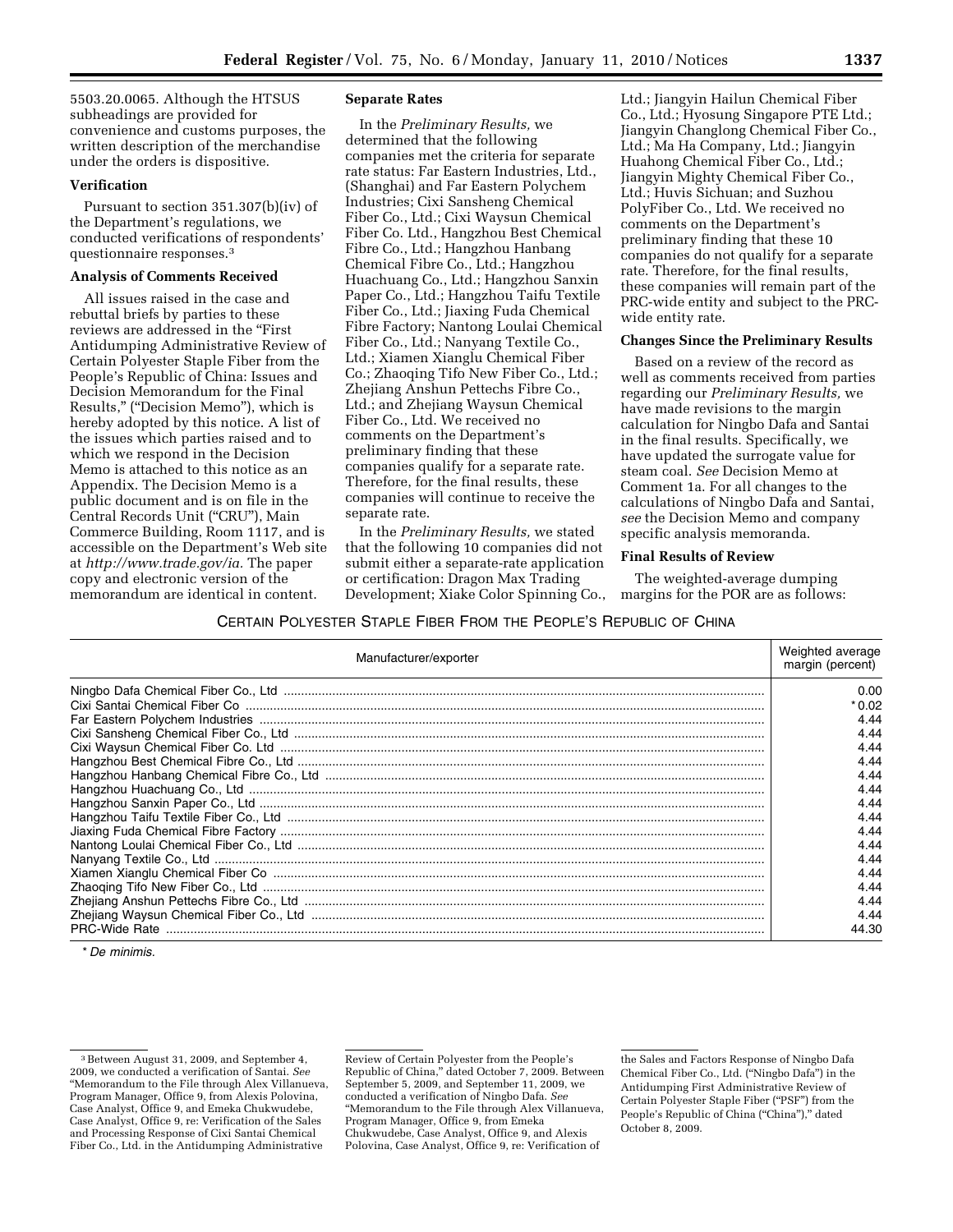5503.20.0065. Although the HTSUS subheadings are provided for convenience and customs purposes, the written description of the merchandise under the orders is dispositive.

**Verification**

Pursuant to section 351.307(b)(iv) of the Department's regulations, we conducted verifications of respondents' questionnaire responses.[3]

**Analysis of Comments Received**

All issues raised in the case and rebuttal briefs by parties to these reviews are addressed in the "First Antidumping Administrative Review of Certain Polyester Staple Fiber from the People's Republic of China: Issues and Decision Memorandum for the Final Results," ("Decision Memo"), which is hereby adopted by this notice. A list of the issues which parties raised and to which we respond in the Decision Memo is attached to this notice as an Appendix. The Decision Memo is a public document and is on file in the Central Records Unit ("CRU"), Main Commerce Building, Room 1117, and is accessible on the Department's Web site at *http://www.trade.gov/ia*. The paper copy and electronic version of the memorandum are identical in content.

**Separate Rates**

In the *Preliminary Results,* we determined that the following companies met the criteria for separate rate status: Far Eastern Industries, Ltd., (Shanghai) and Far Eastern Polychem Industries; Cixi Sansheng Chemical Fiber Co., Ltd.; Cixi Waysun Chemical Fiber Co. Ltd., Hangzhou Best Chemical Fibre Co., Ltd.; Hangzhou Hanbang Chemical Fibre Co., Ltd.; Hangzhou Huachuang Co., Ltd.; Hangzhou Sanxin Paper Co., Ltd.; Hangzhou Taifu Textile Fiber Co., Ltd.; Jiaxing Fuda Chemical Fibre Factory; Nantong Loulai Chemical Fiber Co., Ltd.; Nanyang Textile Co., Ltd.; Xiamen Xianglu Chemical Fiber Co.; Zhaoqing Tifo New Fiber Co., Ltd.; Zhejiang Anshun Pettechs Fibre Co., Ltd.; and Zhejiang Waysun Chemical Fiber Co., Ltd. We received no comments on the Department's preliminary finding that these companies qualify for a separate rate. Therefore, for the final results, these companies will continue to receive the separate rate.

In the *Preliminary Results,* we stated that the following 10 companies did not submit either a separate-rate application or certification: Dragon Max Trading Development; Xiake Color Spinning Co., Ltd.; Jiangyin Hailun Chemical Fiber Co., Ltd.; Hyosung Singapore PTE Ltd.; Jiangyin Changlong Chemical Fiber Co., Ltd.; Ma Ha Company, Ltd.; Jiangyin Huahong Chemical Fiber Co., Ltd.; Jiangyin Mighty Chemical Fiber Co., Ltd.; Huvis Sichuan; and Suzhou PolyFiber Co., Ltd. We received no comments on the Department's preliminary finding that these 10 companies do not qualify for a separate rate. Therefore, for the final results, these companies will remain part of the PRC-wide entity and subject to the PRC-wide entity rate.

**Changes Since the Preliminary Results**

Based on a review of the record as well as comments received from parties regarding our *Preliminary Results,* we have made revisions to the margin calculation for Ningbo Dafa and Santai in the final results. Specifically, we have updated the surrogate value for steam coal. *See* Decision Memo at Comment 1a. For all changes to the calculations of Ningbo Dafa and Santai, *see* the Decision Memo and company specific analysis memoranda.

**Final Results of Review**

The weighted-average dumping margins for the POR are as follows:

CERTAIN POLYESTER STAPLE FIBER FROM THE PEOPLE'S REPUBLIC OF CHINA

| Manufacturer/exporter | Weighted average margin (percent) |
|---|---|
| Ningbo Dafa Chemical Fiber Co., Ltd | 0.00 |
| Cixi Santai Chemical Fiber Co | * 0.02 |
| Far Eastern Polychem Industries | 4.44 |
| Cixi Sansheng Chemical Fiber Co., Ltd | 4.44 |
| Cixi Waysun Chemical Fiber Co. Ltd | 4.44 |
| Hangzhou Best Chemical Fibre Co., Ltd | 4.44 |
| Hangzhou Hanbang Chemical Fibre Co., Ltd | 4.44 |
| Hangzhou Huachuang Co., Ltd | 4.44 |
| Hangzhou Sanxin Paper Co., Ltd | 4.44 |
| Hangzhou Taifu Textile Fiber Co., Ltd | 4.44 |
| Jiaxing Fuda Chemical Fibre Factory | 4.44 |
| Nantong Loulai Chemical Fiber Co., Ltd | 4.44 |
| Nanyang Textile Co., Ltd | 4.44 |
| Xiamen Xianglu Chemical Fiber Co | 4.44 |
| Zhaoqing Tifo New Fiber Co., Ltd | 4.44 |
| Zhejiang Anshun Pettechs Fibre Co., Ltd | 4.44 |
| Zhejiang Waysun Chemical Fiber Co., Ltd | 4.44 |
| PRC-Wide Rate | 44.30 |

\* *De minimis.*

[3] Between August 31, 2009, and September 4, 2009, we conducted a verification of Santai. *See* "Memorandum to the File through Alex Villanueva, Program Manager, Office 9, from Alexis Polovina, Case Analyst, Office 9, and Emeka Chukwudebe, Case Analyst, Office 9, re: Verification of the Sales and Processing Response of Cixi Santai Chemical Fiber Co., Ltd. in the Antidumping Administrative Review of Certain Polyester from the People's Republic of China," dated October 7, 2009. Between September 5, 2009, and September 11, 2009, we conducted a verification of Ningbo Dafa. *See* "Memorandum to the File through Alex Villanueva, Program Manager, Office 9, from Emeka Chukwudebe, Case Analyst, Office 9, and Alexis Polovina, Case Analyst, Office 9, re: Verification of the Sales and Factors Response of Ningbo Dafa Chemical Fiber Co., Ltd. ("Ningbo Dafa") in the Antidumping First Administrative Review of Certain Polyester Staple Fiber ("PSF") from the People's Republic of China ("China")," dated October 8, 2009.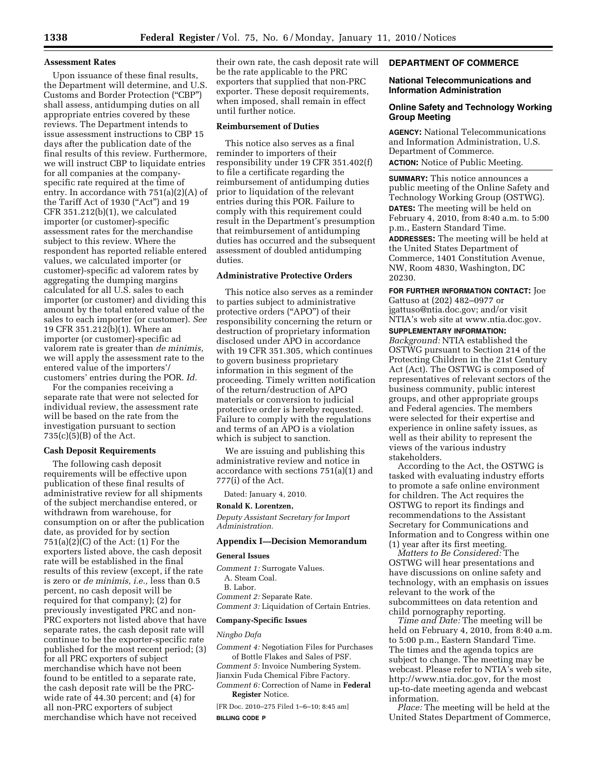### Assessment Rates

Upon issuance of these final results, the Department will determine, and U.S. Customs and Border Protection ("CBP") shall assess, antidumping duties on all appropriate entries covered by these reviews. The Department intends to issue assessment instructions to CBP 15 days after the publication date of the final results of this review. Furthermore, we will instruct CBP to liquidate entries for all companies at the company-specific rate required at the time of entry. In accordance with 751(a)(2)(A) of the Tariff Act of 1930 ("Act") and 19 CFR 351.212(b)(1), we calculated importer (or customer)-specific assessment rates for the merchandise subject to this review. Where the respondent has reported reliable entered values, we calculated importer (or customer)-specific ad valorem rates by aggregating the dumping margins calculated for all U.S. sales to each importer (or customer) and dividing this amount by the total entered value of the sales to each importer (or customer). *See* 19 CFR 351.212(b)(1). Where an importer (or customer)-specific ad valorem rate is greater than *de minimis,* we will apply the assessment rate to the entered value of the importers'/customers' entries during the POR. *Id.*

For the companies receiving a separate rate that were not selected for individual review, the assessment rate will be based on the rate from the investigation pursuant to section 735(c)(5)(B) of the Act.

### Cash Deposit Requirements

The following cash deposit requirements will be effective upon publication of these final results of administrative review for all shipments of the subject merchandise entered, or withdrawn from warehouse, for consumption on or after the publication date, as provided for by section 751(a)(2)(C) of the Act: (1) For the exporters listed above, the cash deposit rate will be established in the final results of this review (except, if the rate is zero or *de minimis, i.e.,* less than 0.5 percent, no cash deposit will be required for that company); (2) for previously investigated PRC and non-PRC exporters not listed above that have separate rates, the cash deposit rate will continue to be the exporter-specific rate published for the most recent period; (3) for all PRC exporters of subject merchandise which have not been found to be entitled to a separate rate, the cash deposit rate will be the PRC-wide rate of 44.30 percent; and (4) for all non-PRC exporters of subject merchandise which have not received their own rate, the cash deposit rate will be the rate applicable to the PRC exporters that supplied that non-PRC exporter. These deposit requirements, when imposed, shall remain in effect until further notice.

### Reimbursement of Duties

This notice also serves as a final reminder to importers of their responsibility under 19 CFR 351.402(f) to file a certificate regarding the reimbursement of antidumping duties prior to liquidation of the relevant entries during this POR. Failure to comply with this requirement could result in the Department's presumption that reimbursement of antidumping duties has occurred and the subsequent assessment of doubled antidumping duties.

### Administrative Protective Orders

This notice also serves as a reminder to parties subject to administrative protective orders ("APO") of their responsibility concerning the return or destruction of proprietary information disclosed under APO in accordance with 19 CFR 351.305, which continues to govern business proprietary information in this segment of the proceeding. Timely written notification of the return/destruction of APO materials or conversion to judicial protective order is hereby requested. Failure to comply with the regulations and terms of an APO is a violation which is subject to sanction.

We are issuing and publishing this administrative review and notice in accordance with sections 751(a)(1) and 777(i) of the Act.

Dated: January 4, 2010.

**Ronald K. Lorentzen,**

*Deputy Assistant Secretary for Import Administration.*

### Appendix I—Decision Memorandum

**General Issues**

*Comment 1:* Surrogate Values.
A. Steam Coal.
B. Labor.

*Comment 2:* Separate Rate.

*Comment 3:* Liquidation of Certain Entries.

**Company-Specific Issues**

*Ningbo Dafa*

*Comment 4:* Negotiation Files for Purchases of Bottle Flakes and Sales of PSF.

*Comment 5:* Invoice Numbering System.

Jianxin Fuda Chemical Fibre Factory.

*Comment 6:* Correction of Name in **Federal Register** Notice.

[FR Doc. 2010–275 Filed 1–6–10; 8:45 am]

**BILLING CODE P**

## DEPARTMENT OF COMMERCE

### National Telecommunications and Information Administration

### Online Safety and Technology Working Group Meeting

**AGENCY:** National Telecommunications and Information Administration, U.S. Department of Commerce.

**ACTION:** Notice of Public Meeting.

**SUMMARY:** This notice announces a public meeting of the Online Safety and Technology Working Group (OSTWG).

**DATES:** The meeting will be held on February 4, 2010, from 8:40 a.m. to 5:00 p.m., Eastern Standard Time.

**ADDRESSES:** The meeting will be held at the United States Department of Commerce, 1401 Constitution Avenue, NW, Room 4830, Washington, DC 20230.

**FOR FURTHER INFORMATION CONTACT:** Joe Gattuso at (202) 482–0977 or jgattuso@ntia.doc.gov; and/or visit NTIA's web site at www.ntia.doc.gov.

**SUPPLEMENTARY INFORMATION:**

*Background:* NTIA established the OSTWG pursuant to Section 214 of the Protecting Children in the 21st Century Act (Act). The OSTWG is composed of representatives of relevant sectors of the business community, public interest groups, and other appropriate groups and Federal agencies. The members were selected for their expertise and experience in online safety issues, as well as their ability to represent the views of the various industry stakeholders.

According to the Act, the OSTWG is tasked with evaluating industry efforts to promote a safe online environment for children. The Act requires the OSTWG to report its findings and recommendations to the Assistant Secretary for Communications and Information and to Congress within one (1) year after its first meeting.

*Matters to Be Considered:* The OSTWG will hear presentations and have discussions on online safety and technology, with an emphasis on issues relevant to the work of the subcommittees on data retention and child pornography reporting.

*Time and Date:* The meeting will be held on February 4, 2010, from 8:40 a.m. to 5:00 p.m., Eastern Standard Time. The times and the agenda topics are subject to change. The meeting may be webcast. Please refer to NTIA's web site, http://www.ntia.doc.gov, for the most up-to-date meeting agenda and webcast information.

*Place:* The meeting will be held at the United States Department of Commerce,